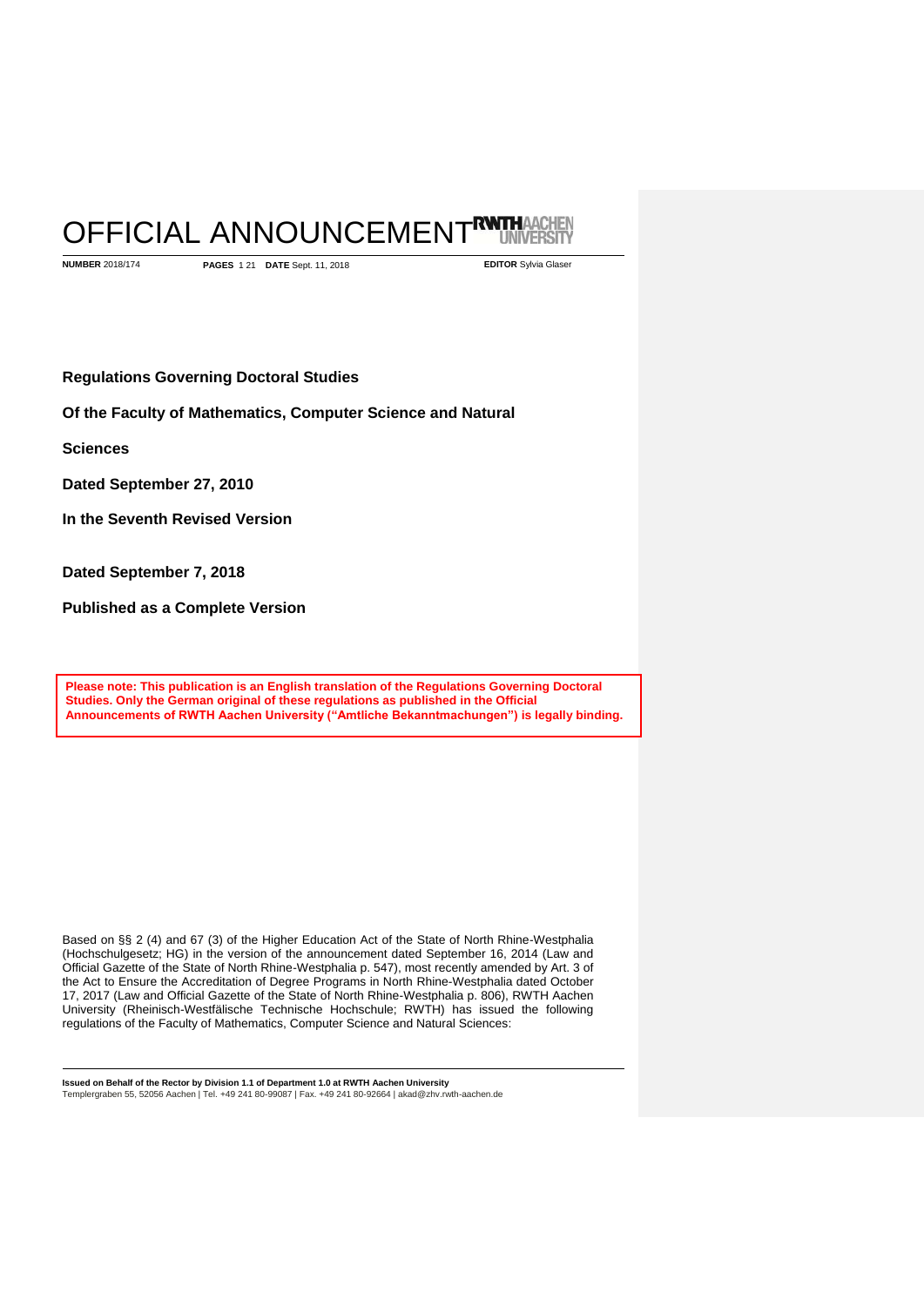# OFFICIAL ANNOUNCEMENT

**NUMBER** 2018/174 **PAGES** 1 21 **DATE** Sept. 11, 2018 **EDITOR** Sylvia Glaser

**Regulations Governing Doctoral Studies**

**Of the Faculty of Mathematics, Computer Science and Natural Sciences**

**Dated September 27, 2010**

**In the Seventh Revised Version**

**Dated September 7, 2018**

**Published as a Complete Version**

**Please note: This publication is an English translation of the Regulations Governing Doctoral Studies. Only the German original of these regulations as published in the Official Announcements of RWTH Aachen University ("Amtliche Bekanntmachungen") is legally binding.**

Based on §§ 2 (4) and 67 (3) of the Higher Education Act of the State of North Rhine-Westphalia (Hochschulgesetz; HG) in the version of the announcement dated September 16, 2014 (Law and Official Gazette of the State of North Rhine-Westphalia p. 547), most recently amended by Art. 3 of the Act to Ensure the Accreditation of Degree Programs in North Rhine-Westphalia dated October 17, 2017 (Law and Official Gazette of the State of North Rhine-Westphalia p. 806), RWTH Aachen University (Rheinisch-Westfälische Technische Hochschule; RWTH) has issued the following regulations of the Faculty of Mathematics, Computer Science and Natural Sciences:

**Issued on Behalf of the Rector by Division 1.1 of Department 1.0 at RWTH Aachen University**
Templergraben 55, 52056 Aachen | Tel. +49 241 80-99087 | Fax. +49 241 80-92664 | akad@zhv.rwth-aachen.de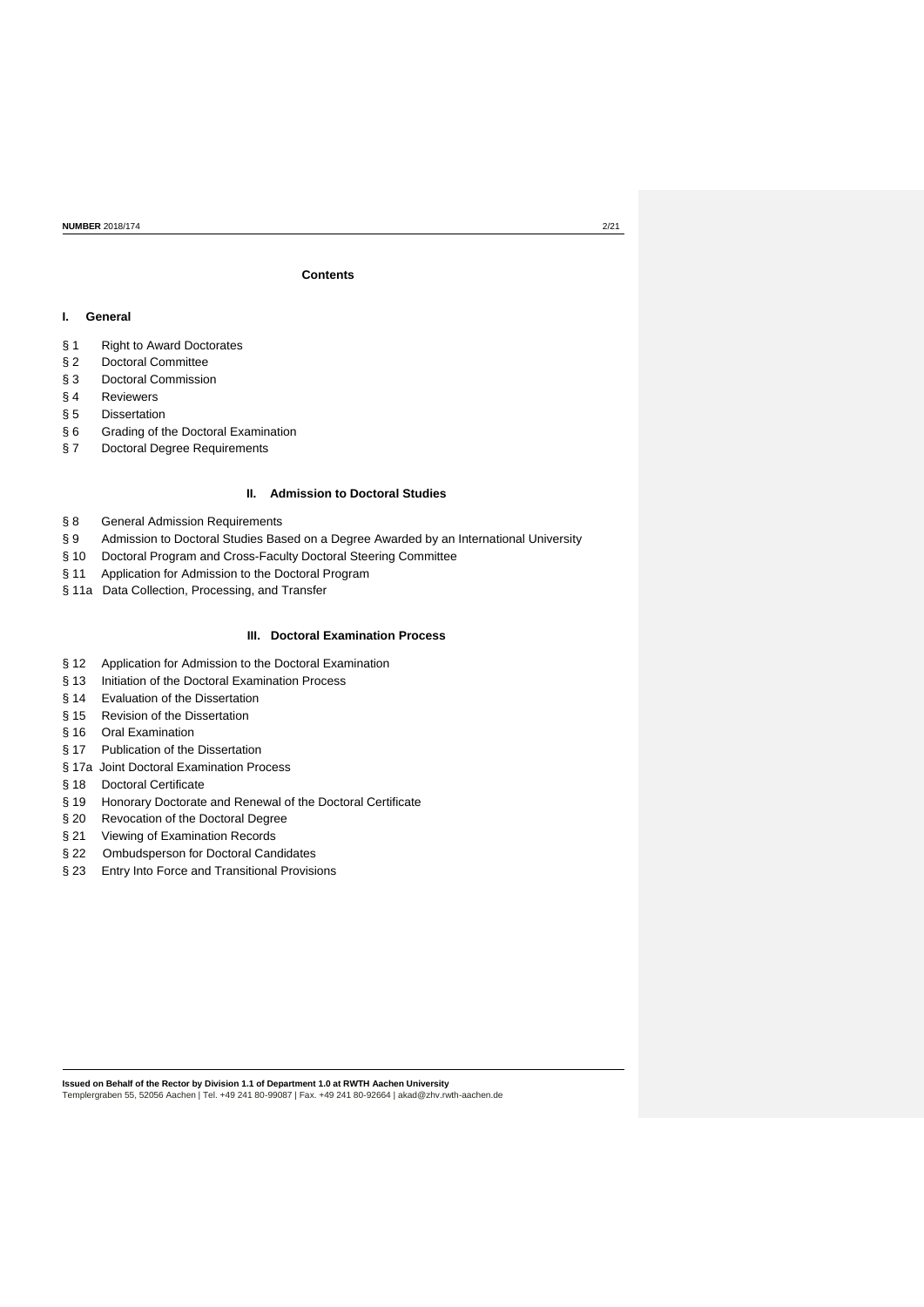## Contents

### I. General

§ 1 Right to Award Doctorates
§ 2 Doctoral Committee
§ 3 Doctoral Commission
§ 4 Reviewers
§ 5 Dissertation
§ 6 Grading of the Doctoral Examination
§ 7 Doctoral Degree Requirements

### II. Admission to Doctoral Studies

§ 8 General Admission Requirements
§ 9 Admission to Doctoral Studies Based on a Degree Awarded by an International University
§ 10 Doctoral Program and Cross-Faculty Doctoral Steering Committee
§ 11 Application for Admission to the Doctoral Program
§ 11a Data Collection, Processing, and Transfer

### III. Doctoral Examination Process

§ 12 Application for Admission to the Doctoral Examination
§ 13 Initiation of the Doctoral Examination Process
§ 14 Evaluation of the Dissertation
§ 15 Revision of the Dissertation
§ 16 Oral Examination
§ 17 Publication of the Dissertation
§ 17a Joint Doctoral Examination Process
§ 18 Doctoral Certificate
§ 19 Honorary Doctorate and Renewal of the Doctoral Certificate
§ 20 Revocation of the Doctoral Degree
§ 21 Viewing of Examination Records
§ 22 Ombudsperson for Doctoral Candidates
§ 23 Entry Into Force and Transitional Provisions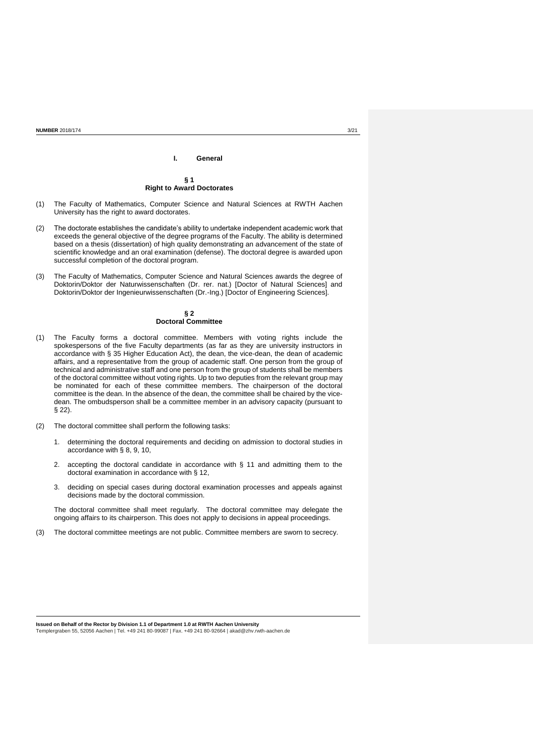# I. General

## § 1
## Right to Award Doctorates

(1) The Faculty of Mathematics, Computer Science and Natural Sciences at RWTH Aachen University has the right to award doctorates.

(2) The doctorate establishes the candidate's ability to undertake independent academic work that exceeds the general objective of the degree programs of the Faculty. The ability is determined based on a thesis (dissertation) of high quality demonstrating an advancement of the state of scientific knowledge and an oral examination (defense). The doctoral degree is awarded upon successful completion of the doctoral program.

(3) The Faculty of Mathematics, Computer Science and Natural Sciences awards the degree of Doktorin/Doktor der Naturwissenschaften (Dr. rer. nat.) [Doctor of Natural Sciences] and Doktorin/Doktor der Ingenieurwissenschaften (Dr.-Ing.) [Doctor of Engineering Sciences].

## § 2
## Doctoral Committee

(1) The Faculty forms a doctoral committee. Members with voting rights include the spokespersons of the five Faculty departments (as far as they are university instructors in accordance with § 35 Higher Education Act), the dean, the vice-dean, the dean of academic affairs, and a representative from the group of academic staff. One person from the group of technical and administrative staff and one person from the group of students shall be members of the doctoral committee without voting rights. Up to two deputies from the relevant group may be nominated for each of these committee members. The chairperson of the doctoral committee is the dean. In the absence of the dean, the committee shall be chaired by the vice-dean. The ombudsperson shall be a committee member in an advisory capacity (pursuant to § 22).

(2) The doctoral committee shall perform the following tasks:

1. determining the doctoral requirements and deciding on admission to doctoral studies in accordance with § 8, 9, 10,

2. accepting the doctoral candidate in accordance with § 11 and admitting them to the doctoral examination in accordance with § 12,

3. deciding on special cases during doctoral examination processes and appeals against decisions made by the doctoral commission.

The doctoral committee shall meet regularly. The doctoral committee may delegate the ongoing affairs to its chairperson. This does not apply to decisions in appeal proceedings.

(3) The doctoral committee meetings are not public. Committee members are sworn to secrecy.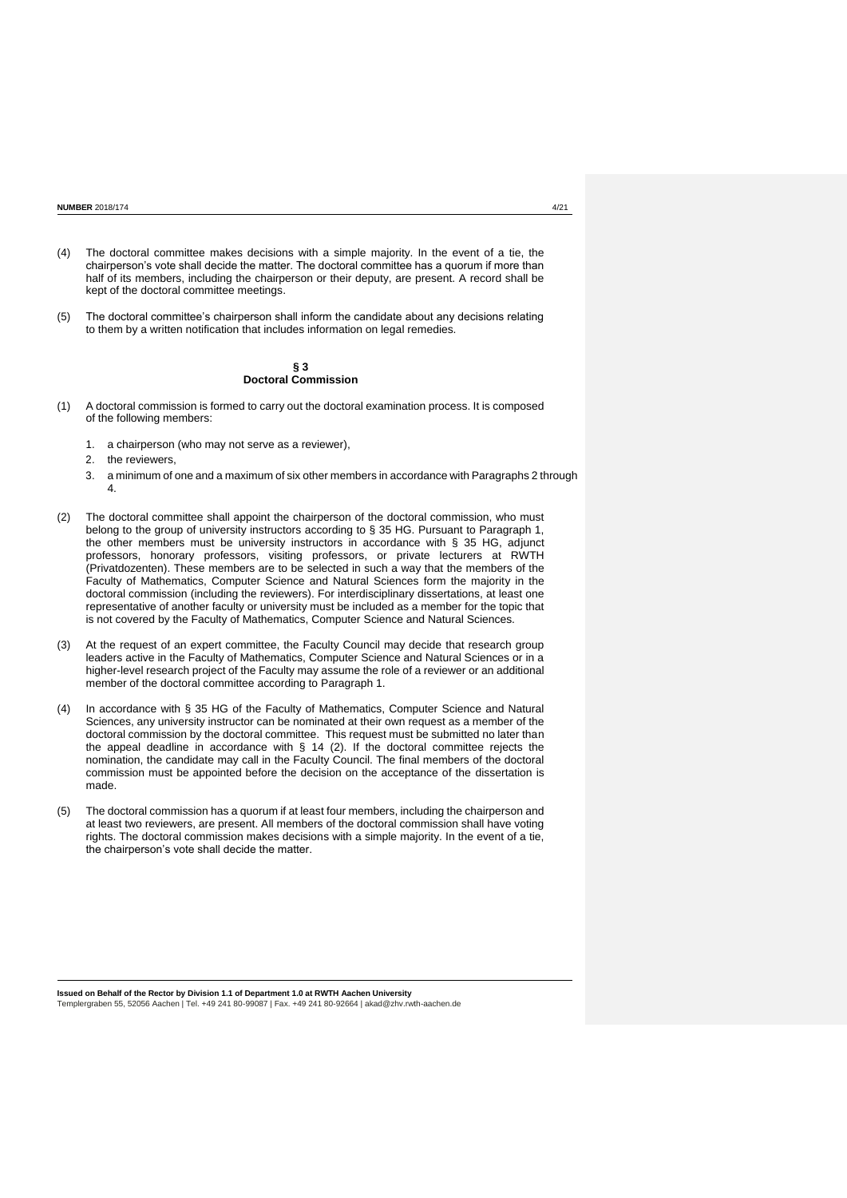(4) The doctoral committee makes decisions with a simple majority. In the event of a tie, the chairperson's vote shall decide the matter. The doctoral committee has a quorum if more than half of its members, including the chairperson or their deputy, are present. A record shall be kept of the doctoral committee meetings.

(5) The doctoral committee's chairperson shall inform the candidate about any decisions relating to them by a written notification that includes information on legal remedies.

## § 3
## Doctoral Commission

(1) A doctoral commission is formed to carry out the doctoral examination process. It is composed of the following members:

1. a chairperson (who may not serve as a reviewer),
2. the reviewers,
3. a minimum of one and a maximum of six other members in accordance with Paragraphs 2 through 4.

(2) The doctoral committee shall appoint the chairperson of the doctoral commission, who must belong to the group of university instructors according to § 35 HG. Pursuant to Paragraph 1, the other members must be university instructors in accordance with § 35 HG, adjunct professors, honorary professors, visiting professors, or private lecturers at RWTH (Privatdozenten). These members are to be selected in such a way that the members of the Faculty of Mathematics, Computer Science and Natural Sciences form the majority in the doctoral commission (including the reviewers). For interdisciplinary dissertations, at least one representative of another faculty or university must be included as a member for the topic that is not covered by the Faculty of Mathematics, Computer Science and Natural Sciences.

(3) At the request of an expert committee, the Faculty Council may decide that research group leaders active in the Faculty of Mathematics, Computer Science and Natural Sciences or in a higher-level research project of the Faculty may assume the role of a reviewer or an additional member of the doctoral committee according to Paragraph 1.

(4) In accordance with § 35 HG of the Faculty of Mathematics, Computer Science and Natural Sciences, any university instructor can be nominated at their own request as a member of the doctoral commission by the doctoral committee. This request must be submitted no later than the appeal deadline in accordance with § 14 (2). If the doctoral committee rejects the nomination, the candidate may call in the Faculty Council. The final members of the doctoral commission must be appointed before the decision on the acceptance of the dissertation is made.

(5) The doctoral commission has a quorum if at least four members, including the chairperson and at least two reviewers, are present. All members of the doctoral commission shall have voting rights. The doctoral commission makes decisions with a simple majority. In the event of a tie, the chairperson's vote shall decide the matter.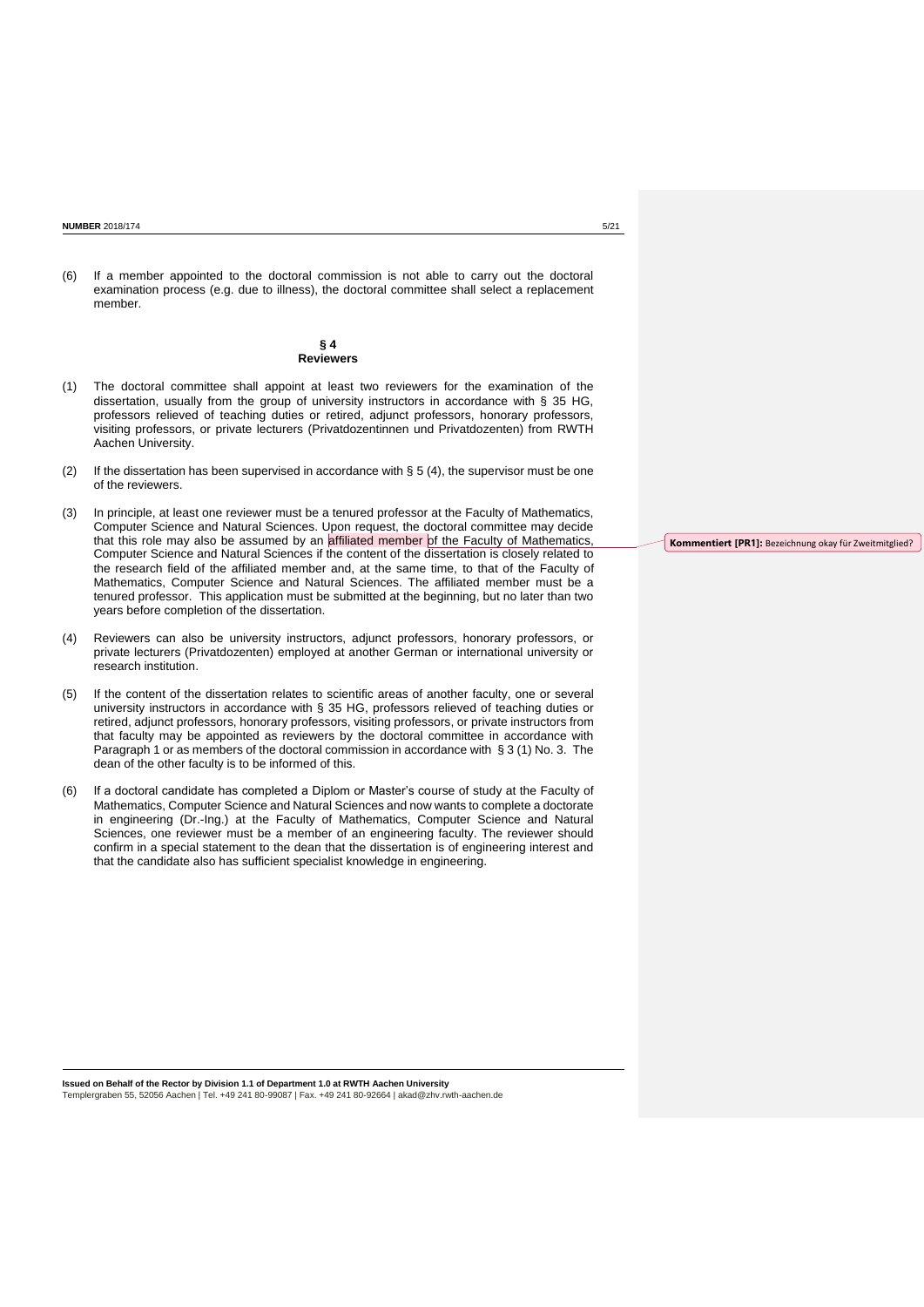(6) If a member appointed to the doctoral commission is not able to carry out the doctoral examination process (e.g. due to illness), the doctoral committee shall select a replacement member.

## § 4
## Reviewers

(1) The doctoral committee shall appoint at least two reviewers for the examination of the dissertation, usually from the group of university instructors in accordance with § 35 HG, professors relieved of teaching duties or retired, adjunct professors, honorary professors, visiting professors, or private lecturers (Privatdozentinnen und Privatdozenten) from RWTH Aachen University.

(2) If the dissertation has been supervised in accordance with § 5 (4), the supervisor must be one of the reviewers.

(3) In principle, at least one reviewer must be a tenured professor at the Faculty of Mathematics, Computer Science and Natural Sciences. Upon request, the doctoral committee may decide that this role may also be assumed by an affiliated member of the Faculty of Mathematics, Computer Science and Natural Sciences if the content of the dissertation is closely related to the research field of the affiliated member and, at the same time, to that of the Faculty of Mathematics, Computer Science and Natural Sciences. The affiliated member must be a tenured professor. This application must be submitted at the beginning, but no later than two years before completion of the dissertation.

(4) Reviewers can also be university instructors, adjunct professors, honorary professors, or private lecturers (Privatdozenten) employed at another German or international university or research institution.

(5) If the content of the dissertation relates to scientific areas of another faculty, one or several university instructors in accordance with § 35 HG, professors relieved of teaching duties or retired, adjunct professors, honorary professors, visiting professors, or private instructors from that faculty may be appointed as reviewers by the doctoral committee in accordance with Paragraph 1 or as members of the doctoral commission in accordance with § 3 (1) No. 3. The dean of the other faculty is to be informed of this.

(6) If a doctoral candidate has completed a Diplom or Master's course of study at the Faculty of Mathematics, Computer Science and Natural Sciences and now wants to complete a doctorate in engineering (Dr.-Ing.) at the Faculty of Mathematics, Computer Science and Natural Sciences, one reviewer must be a member of an engineering faculty. The reviewer should confirm in a special statement to the dean that the dissertation is of engineering interest and that the candidate also has sufficient specialist knowledge in engineering.

**Kommentiert [PR1]:** Bezeichnung okay für Zweitmitglied?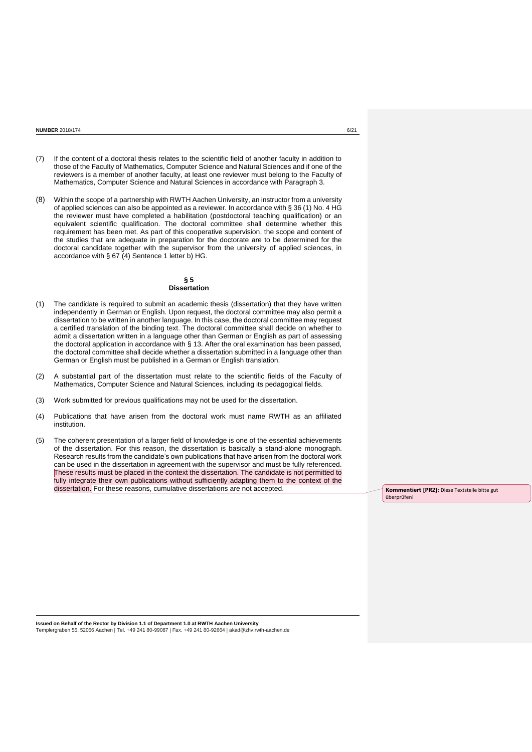(7) If the content of a doctoral thesis relates to the scientific field of another faculty in addition to those of the Faculty of Mathematics, Computer Science and Natural Sciences and if one of the reviewers is a member of another faculty, at least one reviewer must belong to the Faculty of Mathematics, Computer Science and Natural Sciences in accordance with Paragraph 3.

(8) Within the scope of a partnership with RWTH Aachen University, an instructor from a university of applied sciences can also be appointed as a reviewer. In accordance with § 36 (1) No. 4 HG the reviewer must have completed a habilitation (postdoctoral teaching qualification) or an equivalent scientific qualification. The doctoral committee shall determine whether this requirement has been met. As part of this cooperative supervision, the scope and content of the studies that are adequate in preparation for the doctorate are to be determined for the doctoral candidate together with the supervisor from the university of applied sciences, in accordance with § 67 (4) Sentence 1 letter b) HG.

## § 5
## Dissertation

(1) The candidate is required to submit an academic thesis (dissertation) that they have written independently in German or English. Upon request, the doctoral committee may also permit a dissertation to be written in another language. In this case, the doctoral committee may request a certified translation of the binding text. The doctoral committee shall decide on whether to admit a dissertation written in a language other than German or English as part of assessing the doctoral application in accordance with § 13. After the oral examination has been passed, the doctoral committee shall decide whether a dissertation submitted in a language other than German or English must be published in a German or English translation.

(2) A substantial part of the dissertation must relate to the scientific fields of the Faculty of Mathematics, Computer Science and Natural Sciences, including its pedagogical fields.

(3) Work submitted for previous qualifications may not be used for the dissertation.

(4) Publications that have arisen from the doctoral work must name RWTH as an affiliated institution.

(5) The coherent presentation of a larger field of knowledge is one of the essential achievements of the dissertation. For this reason, the dissertation is basically a stand-alone monograph. Research results from the candidate's own publications that have arisen from the doctoral work can be used in the dissertation in agreement with the supervisor and must be fully referenced. These results must be placed in the context the dissertation. The candidate is not permitted to fully integrate their own publications without sufficiently adapting them to the context of the dissertation. For these reasons, cumulative dissertations are not accepted.

**Kommentiert [PR2]:** Diese Textstelle bitte gut überprüfen!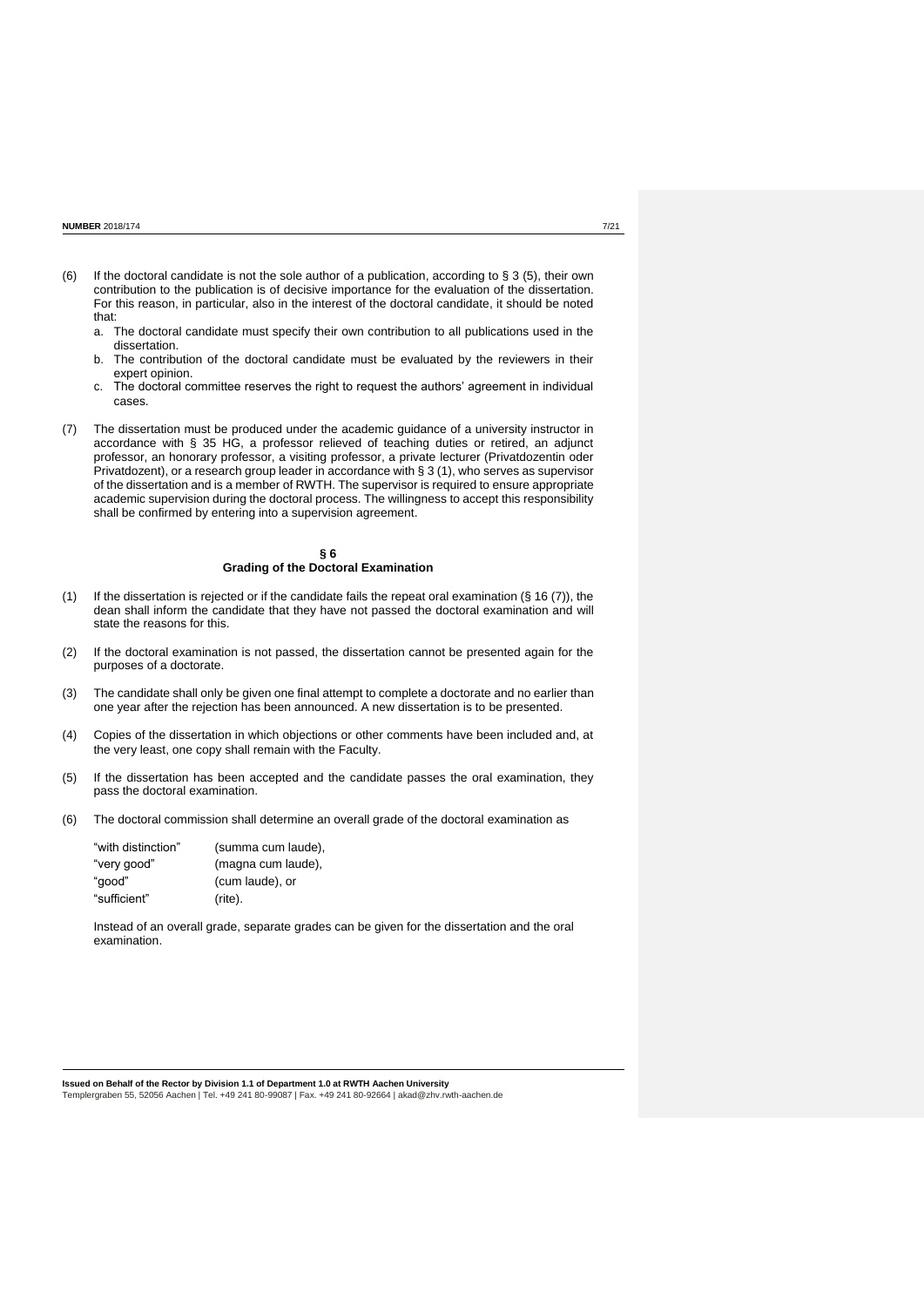(6) If the doctoral candidate is not the sole author of a publication, according to § 3 (5), their own contribution to the publication is of decisive importance for the evaluation of the dissertation. For this reason, in particular, also in the interest of the doctoral candidate, it should be noted that:

   a. The doctoral candidate must specify their own contribution to all publications used in the dissertation.
   b. The contribution of the doctoral candidate must be evaluated by the reviewers in their expert opinion.
   c. The doctoral committee reserves the right to request the authors' agreement in individual cases.

(7) The dissertation must be produced under the academic guidance of a university instructor in accordance with § 35 HG, a professor relieved of teaching duties or retired, an adjunct professor, an honorary professor, a visiting professor, a private lecturer (Privatdozentin oder Privatdozent), or a research group leader in accordance with § 3 (1), who serves as supervisor of the dissertation and is a member of RWTH. The supervisor is required to ensure appropriate academic supervision during the doctoral process. The willingness to accept this responsibility shall be confirmed by entering into a supervision agreement.

## § 6
## Grading of the Doctoral Examination

(1) If the dissertation is rejected or if the candidate fails the repeat oral examination (§ 16 (7)), the dean shall inform the candidate that they have not passed the doctoral examination and will state the reasons for this.

(2) If the doctoral examination is not passed, the dissertation cannot be presented again for the purposes of a doctorate.

(3) The candidate shall only be given one final attempt to complete a doctorate and no earlier than one year after the rejection has been announced. A new dissertation is to be presented.

(4) Copies of the dissertation in which objections or other comments have been included and, at the very least, one copy shall remain with the Faculty.

(5) If the dissertation has been accepted and the candidate passes the oral examination, they pass the doctoral examination.

(6) The doctoral commission shall determine an overall grade of the doctoral examination as

| | |
|---|---|
| "with distinction" | (summa cum laude), |
| "very good" | (magna cum laude), |
| "good" | (cum laude), or |
| "sufficient" | (rite). |

Instead of an overall grade, separate grades can be given for the dissertation and the oral examination.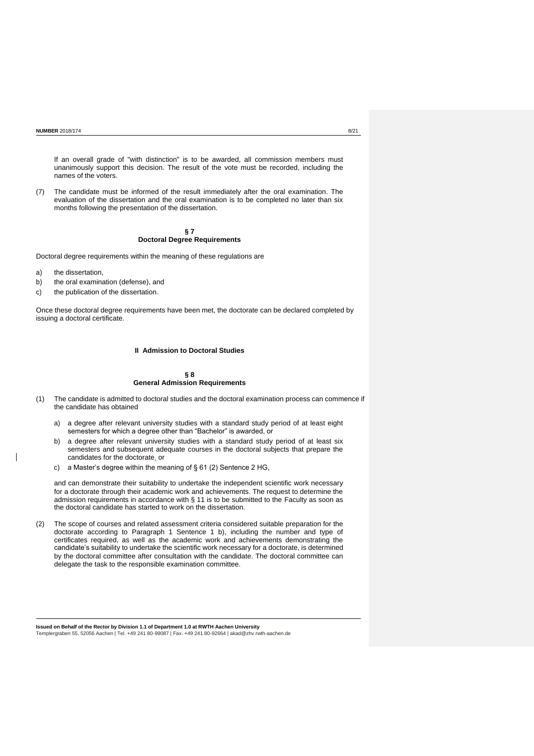If an overall grade of "with distinction" is to be awarded, all commission members must unanimously support this decision. The result of the vote must be recorded, including the names of the voters.

(7) The candidate must be informed of the result immediately after the oral examination. The evaluation of the dissertation and the oral examination is to be completed no later than six months following the presentation of the dissertation.

### § 7
### Doctoral Degree Requirements

Doctoral degree requirements within the meaning of these regulations are

a) the dissertation,
b) the oral examination (defense), and
c) the publication of the dissertation.

Once these doctoral degree requirements have been met, the doctorate can be declared completed by issuing a doctoral certificate.

## II Admission to Doctoral Studies

### § 8
### General Admission Requirements

(1) The candidate is admitted to doctoral studies and the doctoral examination process can commence if the candidate has obtained

a) a degree after relevant university studies with a standard study period of at least eight semesters for which a degree other than "Bachelor" is awarded, or

b) a degree after relevant university studies with a standard study period of at least six semesters and subsequent adequate courses in the doctoral subjects that prepare the candidates for the doctorate, or

c) a Master's degree within the meaning of § 61 (2) Sentence 2 HG,

and can demonstrate their suitability to undertake the independent scientific work necessary for a doctorate through their academic work and achievements. The request to determine the admission requirements in accordance with § 11 is to be submitted to the Faculty as soon as the doctoral candidate has started to work on the dissertation.

(2) The scope of courses and related assessment criteria considered suitable preparation for the doctorate according to Paragraph 1 Sentence 1 b), including the number and type of certificates required, as well as the academic work and achievements demonstrating the candidate's suitability to undertake the scientific work necessary for a doctorate, is determined by the doctoral committee after consultation with the candidate. The doctoral committee can delegate the task to the responsible examination committee.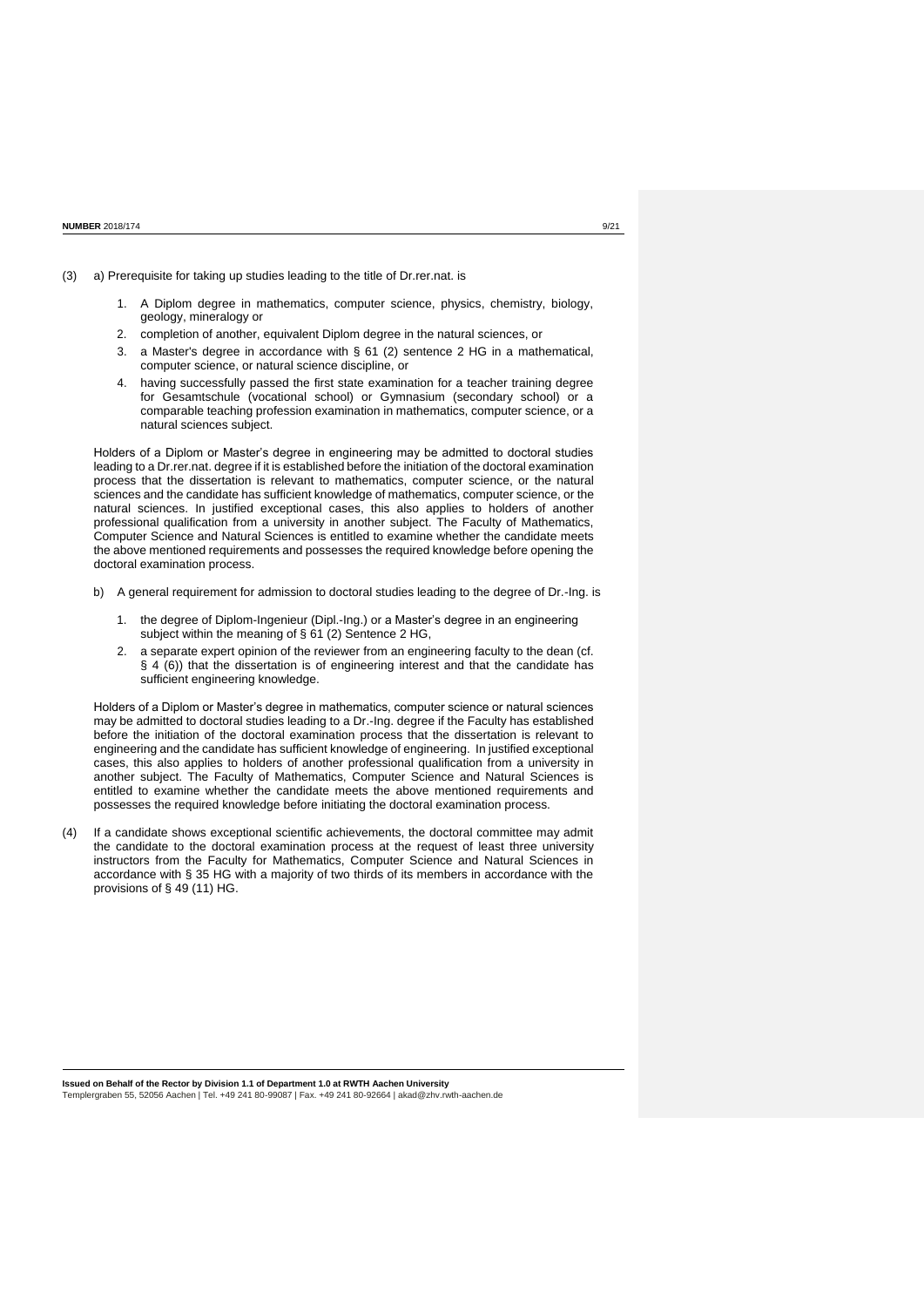(3) a) Prerequisite for taking up studies leading to the title of Dr.rer.nat. is

1. A Diplom degree in mathematics, computer science, physics, chemistry, biology, geology, mineralogy or
2. completion of another, equivalent Diplom degree in the natural sciences, or
3. a Master's degree in accordance with § 61 (2) sentence 2 HG in a mathematical, computer science, or natural science discipline, or
4. having successfully passed the first state examination for a teacher training degree for Gesamtschule (vocational school) or Gymnasium (secondary school) or a comparable teaching profession examination in mathematics, computer science, or a natural sciences subject.

Holders of a Diplom or Master's degree in engineering may be admitted to doctoral studies leading to a Dr.rer.nat. degree if it is established before the initiation of the doctoral examination process that the dissertation is relevant to mathematics, computer science, or the natural sciences and the candidate has sufficient knowledge of mathematics, computer science, or the natural sciences. In justified exceptional cases, this also applies to holders of another professional qualification from a university in another subject. The Faculty of Mathematics, Computer Science and Natural Sciences is entitled to examine whether the candidate meets the above mentioned requirements and possesses the required knowledge before opening the doctoral examination process.

b) A general requirement for admission to doctoral studies leading to the degree of Dr.-Ing. is

1. the degree of Diplom-Ingenieur (Dipl.-Ing.) or a Master's degree in an engineering subject within the meaning of § 61 (2) Sentence 2 HG,
2. a separate expert opinion of the reviewer from an engineering faculty to the dean (cf. § 4 (6)) that the dissertation is of engineering interest and that the candidate has sufficient engineering knowledge.

Holders of a Diplom or Master's degree in mathematics, computer science or natural sciences may be admitted to doctoral studies leading to a Dr.-Ing. degree if the Faculty has established before the initiation of the doctoral examination process that the dissertation is relevant to engineering and the candidate has sufficient knowledge of engineering. In justified exceptional cases, this also applies to holders of another professional qualification from a university in another subject. The Faculty of Mathematics, Computer Science and Natural Sciences is entitled to examine whether the candidate meets the above mentioned requirements and possesses the required knowledge before initiating the doctoral examination process.

(4) If a candidate shows exceptional scientific achievements, the doctoral committee may admit the candidate to the doctoral examination process at the request of least three university instructors from the Faculty for Mathematics, Computer Science and Natural Sciences in accordance with § 35 HG with a majority of two thirds of its members in accordance with the provisions of § 49 (11) HG.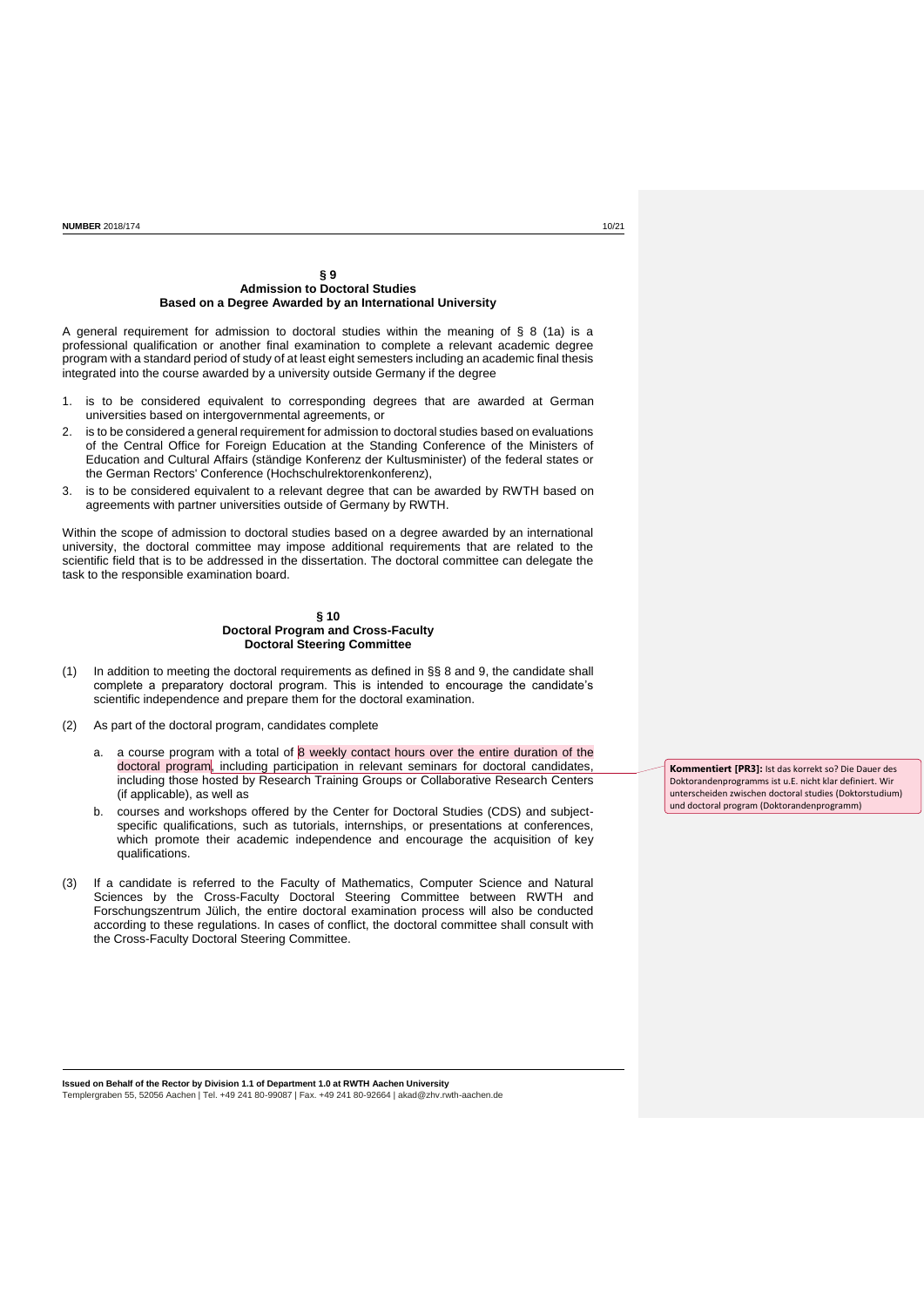## § 9
## Admission to Doctoral Studies Based on a Degree Awarded by an International University

A general requirement for admission to doctoral studies within the meaning of § 8 (1a) is a professional qualification or another final examination to complete a relevant academic degree program with a standard period of study of at least eight semesters including an academic final thesis integrated into the course awarded by a university outside Germany if the degree

1. is to be considered equivalent to corresponding degrees that are awarded at German universities based on intergovernmental agreements, or
2. is to be considered a general requirement for admission to doctoral studies based on evaluations of the Central Office for Foreign Education at the Standing Conference of the Ministers of Education and Cultural Affairs (ständige Konferenz der Kultusminister) of the federal states or the German Rectors' Conference (Hochschulrektorenkonferenz),
3. is to be considered equivalent to a relevant degree that can be awarded by RWTH based on agreements with partner universities outside of Germany by RWTH.

Within the scope of admission to doctoral studies based on a degree awarded by an international university, the doctoral committee may impose additional requirements that are related to the scientific field that is to be addressed in the dissertation. The doctoral committee can delegate the task to the responsible examination board.

## § 10
## Doctoral Program and Cross-Faculty Doctoral Steering Committee

(1) In addition to meeting the doctoral requirements as defined in §§ 8 and 9, the candidate shall complete a preparatory doctoral program. This is intended to encourage the candidate's scientific independence and prepare them for the doctoral examination.

(2) As part of the doctoral program, candidates complete

   a. a course program with a total of 8 weekly contact hours over the entire duration of the doctoral program, including participation in relevant seminars for doctoral candidates, including those hosted by Research Training Groups or Collaborative Research Centers (if applicable), as well as

   b. courses and workshops offered by the Center for Doctoral Studies (CDS) and subject-specific qualifications, such as tutorials, internships, or presentations at conferences, which promote their academic independence and encourage the acquisition of key qualifications.

(3) If a candidate is referred to the Faculty of Mathematics, Computer Science and Natural Sciences by the Cross-Faculty Doctoral Steering Committee between RWTH and Forschungszentrum Jülich, the entire doctoral examination process will also be conducted according to these regulations. In cases of conflict, the doctoral committee shall consult with the Cross-Faculty Doctoral Steering Committee.

**Kommentiert [PR3]:** Ist das korrekt so? Die Dauer des Doktorandenprogramms ist u.E. nicht klar definiert. Wir unterscheiden zwischen doctoral studies (Doktorstudium) und doctoral program (Doktorandenprogramm)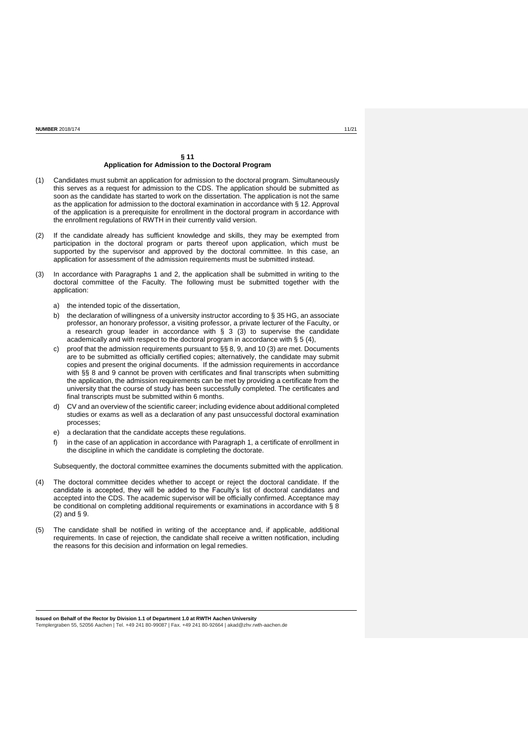## § 11
## Application for Admission to the Doctoral Program

(1) Candidates must submit an application for admission to the doctoral program. Simultaneously this serves as a request for admission to the CDS. The application should be submitted as soon as the candidate has started to work on the dissertation. The application is not the same as the application for admission to the doctoral examination in accordance with § 12. Approval of the application is a prerequisite for enrollment in the doctoral program in accordance with the enrollment regulations of RWTH in their currently valid version.

(2) If the candidate already has sufficient knowledge and skills, they may be exempted from participation in the doctoral program or parts thereof upon application, which must be supported by the supervisor and approved by the doctoral committee. In this case, an application for assessment of the admission requirements must be submitted instead.

(3) In accordance with Paragraphs 1 and 2, the application shall be submitted in writing to the doctoral committee of the Faculty. The following must be submitted together with the application:

a) the intended topic of the dissertation,

b) the declaration of willingness of a university instructor according to § 35 HG, an associate professor, an honorary professor, a visiting professor, a private lecturer of the Faculty, or a research group leader in accordance with § 3 (3) to supervise the candidate academically and with respect to the doctoral program in accordance with § 5 (4),

c) proof that the admission requirements pursuant to §§ 8, 9, and 10 (3) are met. Documents are to be submitted as officially certified copies; alternatively, the candidate may submit copies and present the original documents. If the admission requirements in accordance with §§ 8 and 9 cannot be proven with certificates and final transcripts when submitting the application, the admission requirements can be met by providing a certificate from the university that the course of study has been successfully completed. The certificates and final transcripts must be submitted within 6 months.

d) CV and an overview of the scientific career; including evidence about additional completed studies or exams as well as a declaration of any past unsuccessful doctoral examination processes;

e) a declaration that the candidate accepts these regulations.

f) in the case of an application in accordance with Paragraph 1, a certificate of enrollment in the discipline in which the candidate is completing the doctorate.

Subsequently, the doctoral committee examines the documents submitted with the application.

(4) The doctoral committee decides whether to accept or reject the doctoral candidate. If the candidate is accepted, they will be added to the Faculty's list of doctoral candidates and accepted into the CDS. The academic supervisor will be officially confirmed. Acceptance may be conditional on completing additional requirements or examinations in accordance with § 8 (2) and § 9.

(5) The candidate shall be notified in writing of the acceptance and, if applicable, additional requirements. In case of rejection, the candidate shall receive a written notification, including the reasons for this decision and information on legal remedies.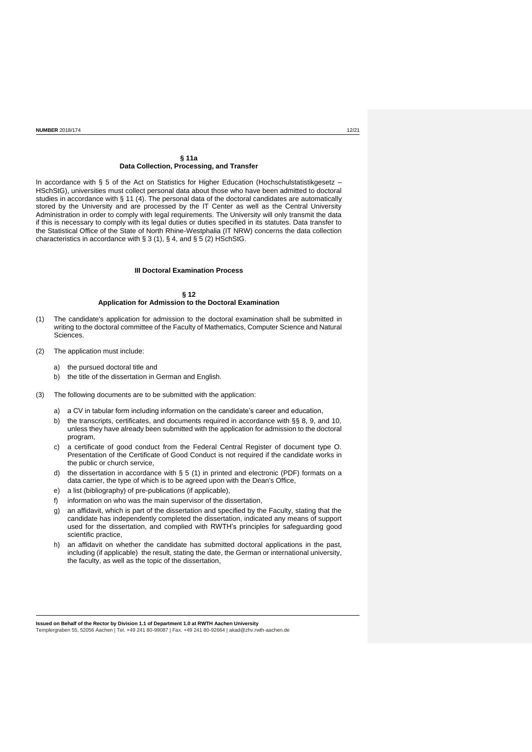## § 11a
## Data Collection, Processing, and Transfer

In accordance with § 5 of the Act on Statistics for Higher Education (Hochschulstatistikgesetz – HSchStG), universities must collect personal data about those who have been admitted to doctoral studies in accordance with § 11 (4). The personal data of the doctoral candidates are automatically stored by the University and are processed by the IT Center as well as the Central University Administration in order to comply with legal requirements. The University will only transmit the data if this is necessary to comply with its legal duties or duties specified in its statutes. Data transfer to the Statistical Office of the State of North Rhine-Westphalia (IT NRW) concerns the data collection characteristics in accordance with § 3 (1), § 4, and § 5 (2) HSchStG.

# III Doctoral Examination Process

## § 12
## Application for Admission to the Doctoral Examination

(1) The candidate's application for admission to the doctoral examination shall be submitted in writing to the doctoral committee of the Faculty of Mathematics, Computer Science and Natural Sciences.

(2) The application must include:

a) the pursued doctoral title and
b) the title of the dissertation in German and English.

(3) The following documents are to be submitted with the application:

a) a CV in tabular form including information on the candidate's career and education,
b) the transcripts, certificates, and documents required in accordance with §§ 8, 9, and 10, unless they have already been submitted with the application for admission to the doctoral program,
c) a certificate of good conduct from the Federal Central Register of document type O. Presentation of the Certificate of Good Conduct is not required if the candidate works in the public or church service,
d) the dissertation in accordance with § 5 (1) in printed and electronic (PDF) formats on a data carrier, the type of which is to be agreed upon with the Dean's Office,
e) a list (bibliography) of pre-publications (if applicable),
f) information on who was the main supervisor of the dissertation,
g) an affidavit, which is part of the dissertation and specified by the Faculty, stating that the candidate has independently completed the dissertation, indicated any means of support used for the dissertation, and complied with RWTH's principles for safeguarding good scientific practice,
h) an affidavit on whether the candidate has submitted doctoral applications in the past, including (if applicable) the result, stating the date, the German or international university, the faculty, as well as the topic of the dissertation,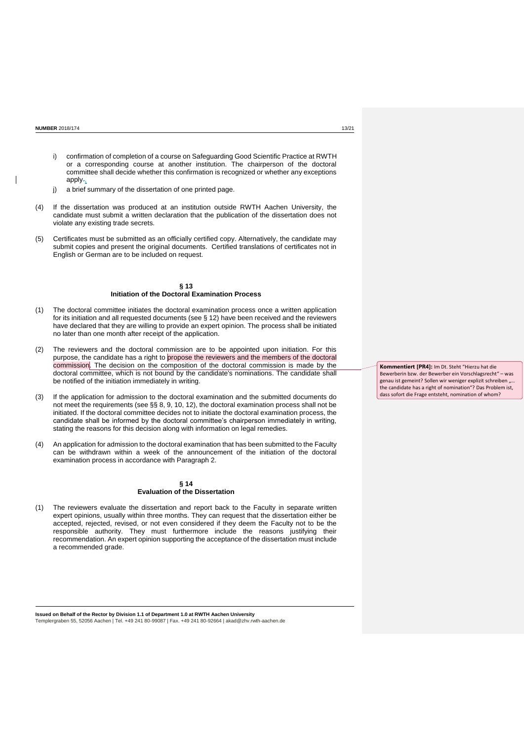i) confirmation of completion of a course on Safeguarding Good Scientific Practice at RWTH or a corresponding course at another institution. The chairperson of the doctoral committee shall decide whether this confirmation is recognized or whether any exceptions apply.,

j) a brief summary of the dissertation of one printed page.

(4) If the dissertation was produced at an institution outside RWTH Aachen University, the candidate must submit a written declaration that the publication of the dissertation does not violate any existing trade secrets.

(5) Certificates must be submitted as an officially certified copy. Alternatively, the candidate may submit copies and present the original documents. Certified translations of certificates not in English or German are to be included on request.

## § 13
## Initiation of the Doctoral Examination Process

(1) The doctoral committee initiates the doctoral examination process once a written application for its initiation and all requested documents (see § 12) have been received and the reviewers have declared that they are willing to provide an expert opinion. The process shall be initiated no later than one month after receipt of the application.

(2) The reviewers and the doctoral commission are to be appointed upon initiation. For this purpose, the candidate has a right to propose the reviewers and the members of the doctoral commission. The decision on the composition of the doctoral commission is made by the doctoral committee, which is not bound by the candidate's nominations. The candidate shall be notified of the initiation immediately in writing.

**Kommentiert [PR4]:** Im Dt. Steht "Hierzu hat die Bewerberin bzw. der Bewerber ein Vorschlagsrecht" – was genau ist gemeint? Sollen wir weniger explizit schreiben „… the candidate has a right of nomination"? Das Problem ist, dass sofort die Frage entsteht, nomination of whom?

(3) If the application for admission to the doctoral examination and the submitted documents do not meet the requirements (see §§ 8, 9, 10, 12), the doctoral examination process shall not be initiated. If the doctoral committee decides not to initiate the doctoral examination process, the candidate shall be informed by the doctoral committee's chairperson immediately in writing, stating the reasons for this decision along with information on legal remedies.

(4) An application for admission to the doctoral examination that has been submitted to the Faculty can be withdrawn within a week of the announcement of the initiation of the doctoral examination process in accordance with Paragraph 2.

## § 14
## Evaluation of the Dissertation

(1) The reviewers evaluate the dissertation and report back to the Faculty in separate written expert opinions, usually within three months. They can request that the dissertation either be accepted, rejected, revised, or not even considered if they deem the Faculty not to be the responsible authority. They must furthermore include the reasons justifying their recommendation. An expert opinion supporting the acceptance of the dissertation must include a recommended grade.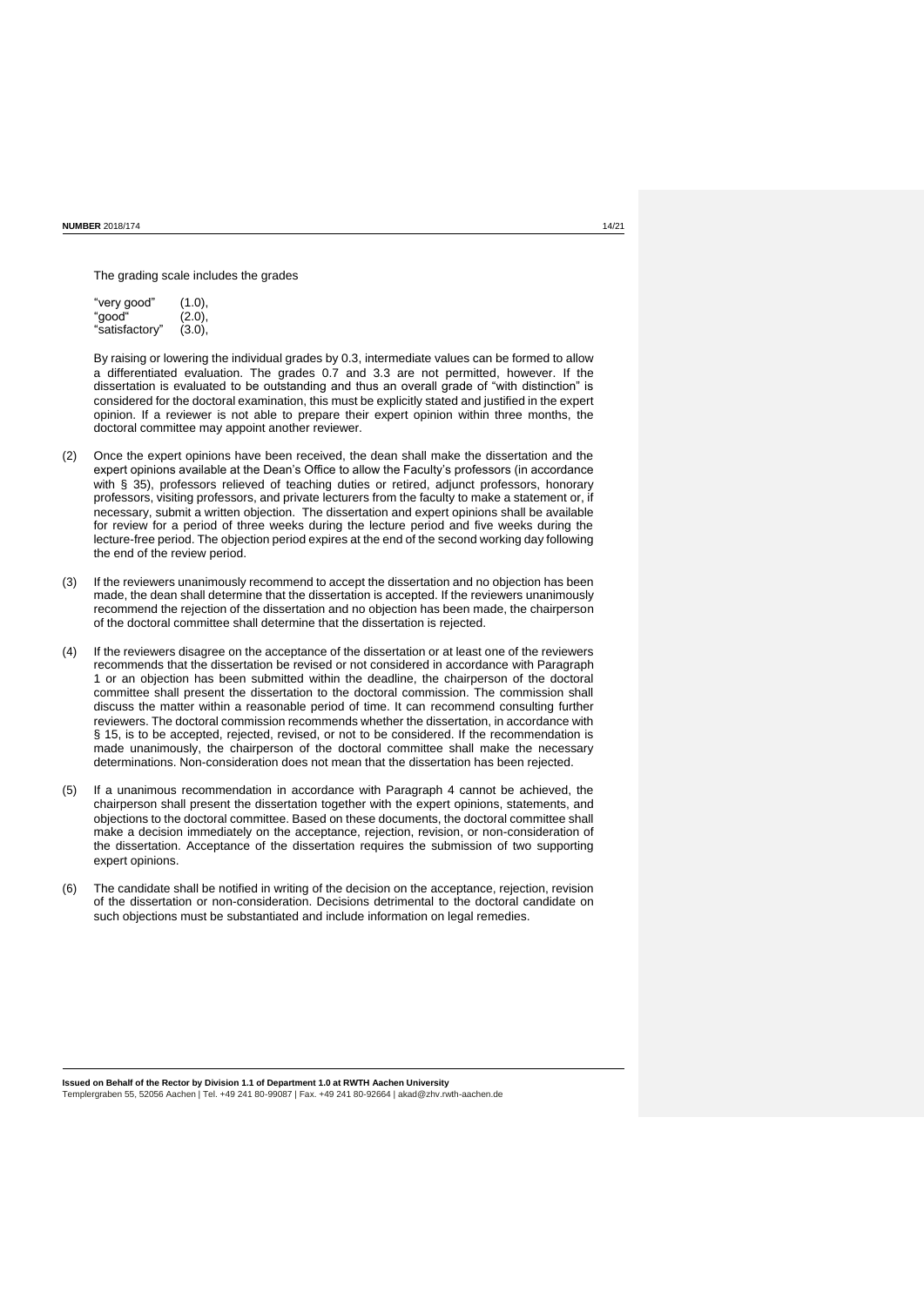The grading scale includes the grades

| | |
|---|---|
| "very good" | (1.0), |
| "good" | (2.0), |
| "satisfactory" | (3.0), |

By raising or lowering the individual grades by 0.3, intermediate values can be formed to allow a differentiated evaluation. The grades 0.7 and 3.3 are not permitted, however. If the dissertation is evaluated to be outstanding and thus an overall grade of "with distinction" is considered for the doctoral examination, this must be explicitly stated and justified in the expert opinion. If a reviewer is not able to prepare their expert opinion within three months, the doctoral committee may appoint another reviewer.

(2) Once the expert opinions have been received, the dean shall make the dissertation and the expert opinions available at the Dean's Office to allow the Faculty's professors (in accordance with § 35), professors relieved of teaching duties or retired, adjunct professors, honorary professors, visiting professors, and private lecturers from the faculty to make a statement or, if necessary, submit a written objection. The dissertation and expert opinions shall be available for review for a period of three weeks during the lecture period and five weeks during the lecture-free period. The objection period expires at the end of the second working day following the end of the review period.

(3) If the reviewers unanimously recommend to accept the dissertation and no objection has been made, the dean shall determine that the dissertation is accepted. If the reviewers unanimously recommend the rejection of the dissertation and no objection has been made, the chairperson of the doctoral committee shall determine that the dissertation is rejected.

(4) If the reviewers disagree on the acceptance of the dissertation or at least one of the reviewers recommends that the dissertation be revised or not considered in accordance with Paragraph 1 or an objection has been submitted within the deadline, the chairperson of the doctoral committee shall present the dissertation to the doctoral commission. The commission shall discuss the matter within a reasonable period of time. It can recommend consulting further reviewers. The doctoral commission recommends whether the dissertation, in accordance with § 15, is to be accepted, rejected, revised, or not to be considered. If the recommendation is made unanimously, the chairperson of the doctoral committee shall make the necessary determinations. Non-consideration does not mean that the dissertation has been rejected.

(5) If a unanimous recommendation in accordance with Paragraph 4 cannot be achieved, the chairperson shall present the dissertation together with the expert opinions, statements, and objections to the doctoral committee. Based on these documents, the doctoral committee shall make a decision immediately on the acceptance, rejection, revision, or non-consideration of the dissertation. Acceptance of the dissertation requires the submission of two supporting expert opinions.

(6) The candidate shall be notified in writing of the decision on the acceptance, rejection, revision of the dissertation or non-consideration. Decisions detrimental to the doctoral candidate on such objections must be substantiated and include information on legal remedies.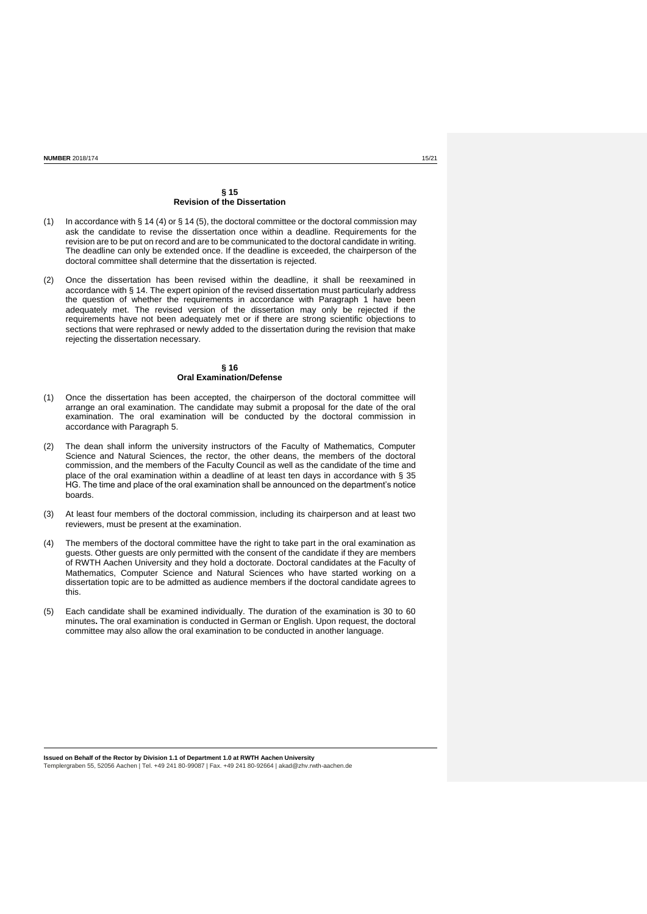## § 15
## Revision of the Dissertation

(1) In accordance with § 14 (4) or § 14 (5), the doctoral committee or the doctoral commission may ask the candidate to revise the dissertation once within a deadline. Requirements for the revision are to be put on record and are to be communicated to the doctoral candidate in writing. The deadline can only be extended once. If the deadline is exceeded, the chairperson of the doctoral committee shall determine that the dissertation is rejected.

(2) Once the dissertation has been revised within the deadline, it shall be reexamined in accordance with § 14. The expert opinion of the revised dissertation must particularly address the question of whether the requirements in accordance with Paragraph 1 have been adequately met. The revised version of the dissertation may only be rejected if the requirements have not been adequately met or if there are strong scientific objections to sections that were rephrased or newly added to the dissertation during the revision that make rejecting the dissertation necessary.

## § 16
## Oral Examination/Defense

(1) Once the dissertation has been accepted, the chairperson of the doctoral committee will arrange an oral examination. The candidate may submit a proposal for the date of the oral examination. The oral examination will be conducted by the doctoral commission in accordance with Paragraph 5.

(2) The dean shall inform the university instructors of the Faculty of Mathematics, Computer Science and Natural Sciences, the rector, the other deans, the members of the doctoral commission, and the members of the Faculty Council as well as the candidate of the time and place of the oral examination within a deadline of at least ten days in accordance with § 35 HG. The time and place of the oral examination shall be announced on the department's notice boards.

(3) At least four members of the doctoral commission, including its chairperson and at least two reviewers, must be present at the examination.

(4) The members of the doctoral committee have the right to take part in the oral examination as guests. Other guests are only permitted with the consent of the candidate if they are members of RWTH Aachen University and they hold a doctorate. Doctoral candidates at the Faculty of Mathematics, Computer Science and Natural Sciences who have started working on a dissertation topic are to be admitted as audience members if the doctoral candidate agrees to this.

(5) Each candidate shall be examined individually. The duration of the examination is 30 to 60 minutes**.** The oral examination is conducted in German or English. Upon request, the doctoral committee may also allow the oral examination to be conducted in another language.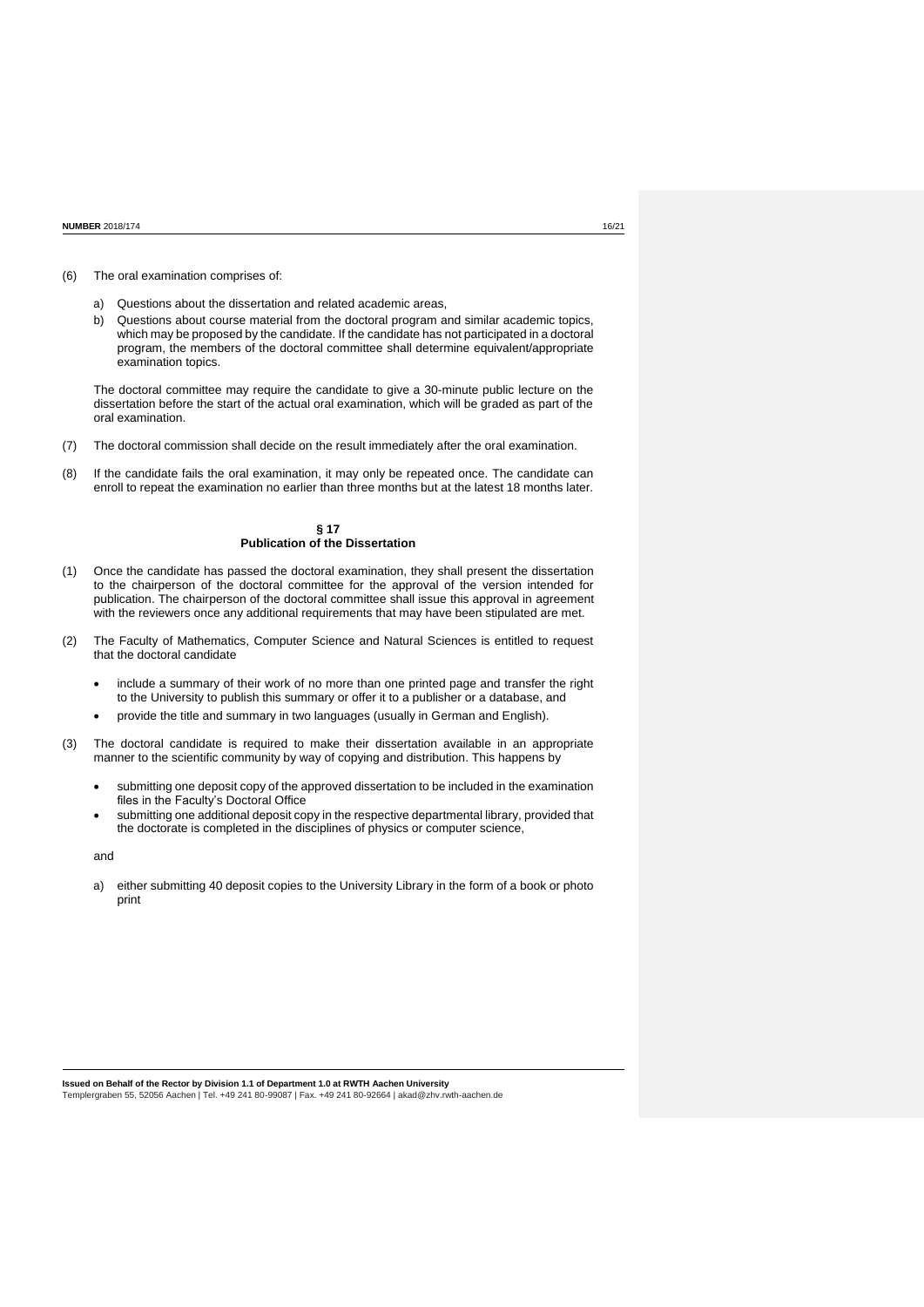(6) The oral examination comprises of:

   a) Questions about the dissertation and related academic areas,
   b) Questions about course material from the doctoral program and similar academic topics, which may be proposed by the candidate. If the candidate has not participated in a doctoral program, the members of the doctoral committee shall determine equivalent/appropriate examination topics.

   The doctoral committee may require the candidate to give a 30-minute public lecture on the dissertation before the start of the actual oral examination, which will be graded as part of the oral examination.

(7) The doctoral commission shall decide on the result immediately after the oral examination.

(8) If the candidate fails the oral examination, it may only be repeated once. The candidate can enroll to repeat the examination no earlier than three months but at the latest 18 months later.

## § 17
## Publication of the Dissertation

(1) Once the candidate has passed the doctoral examination, they shall present the dissertation to the chairperson of the doctoral committee for the approval of the version intended for publication. The chairperson of the doctoral committee shall issue this approval in agreement with the reviewers once any additional requirements that may have been stipulated are met.

(2) The Faculty of Mathematics, Computer Science and Natural Sciences is entitled to request that the doctoral candidate

   - include a summary of their work of no more than one printed page and transfer the right to the University to publish this summary or offer it to a publisher or a database, and
   - provide the title and summary in two languages (usually in German and English).

(3) The doctoral candidate is required to make their dissertation available in an appropriate manner to the scientific community by way of copying and distribution. This happens by

   - submitting one deposit copy of the approved dissertation to be included in the examination files in the Faculty's Doctoral Office
   - submitting one additional deposit copy in the respective departmental library, provided that the doctorate is completed in the disciplines of physics or computer science,

   and

   a) either submitting 40 deposit copies to the University Library in the form of a book or photo print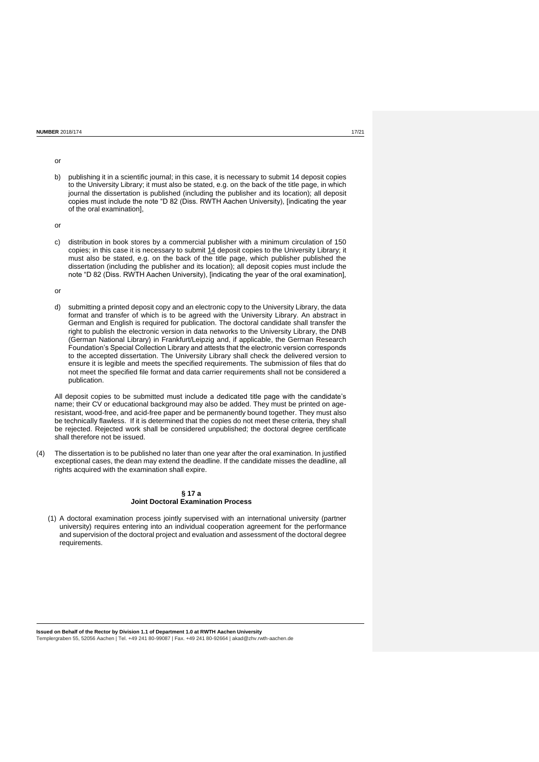or

b) publishing it in a scientific journal; in this case, it is necessary to submit 14 deposit copies to the University Library; it must also be stated, e.g. on the back of the title page, in which journal the dissertation is published (including the publisher and its location); all deposit copies must include the note "D 82 (Diss. RWTH Aachen University), [indicating the year of the oral examination],

or

c) distribution in book stores by a commercial publisher with a minimum circulation of 150 copies; in this case it is necessary to submit 14 deposit copies to the University Library; it must also be stated, e.g. on the back of the title page, which publisher published the dissertation (including the publisher and its location); all deposit copies must include the note "D 82 (Diss. RWTH Aachen University), [indicating the year of the oral examination],

or

d) submitting a printed deposit copy and an electronic copy to the University Library, the data format and transfer of which is to be agreed with the University Library. An abstract in German and English is required for publication. The doctoral candidate shall transfer the right to publish the electronic version in data networks to the University Library, the DNB (German National Library) in Frankfurt/Leipzig and, if applicable, the German Research Foundation's Special Collection Library and attests that the electronic version corresponds to the accepted dissertation. The University Library shall check the delivered version to ensure it is legible and meets the specified requirements. The submission of files that do not meet the specified file format and data carrier requirements shall not be considered a publication.

All deposit copies to be submitted must include a dedicated title page with the candidate's name; their CV or educational background may also be added. They must be printed on age-resistant, wood-free, and acid-free paper and be permanently bound together. They must also be technically flawless. If it is determined that the copies do not meet these criteria, they shall be rejected. Rejected work shall be considered unpublished; the doctoral degree certificate shall therefore not be issued.

(4) The dissertation is to be published no later than one year after the oral examination. In justified exceptional cases, the dean may extend the deadline. If the candidate misses the deadline, all rights acquired with the examination shall expire.

### § 17 a
### Joint Doctoral Examination Process

(1) A doctoral examination process jointly supervised with an international university (partner university) requires entering into an individual cooperation agreement for the performance and supervision of the doctoral project and evaluation and assessment of the doctoral degree requirements.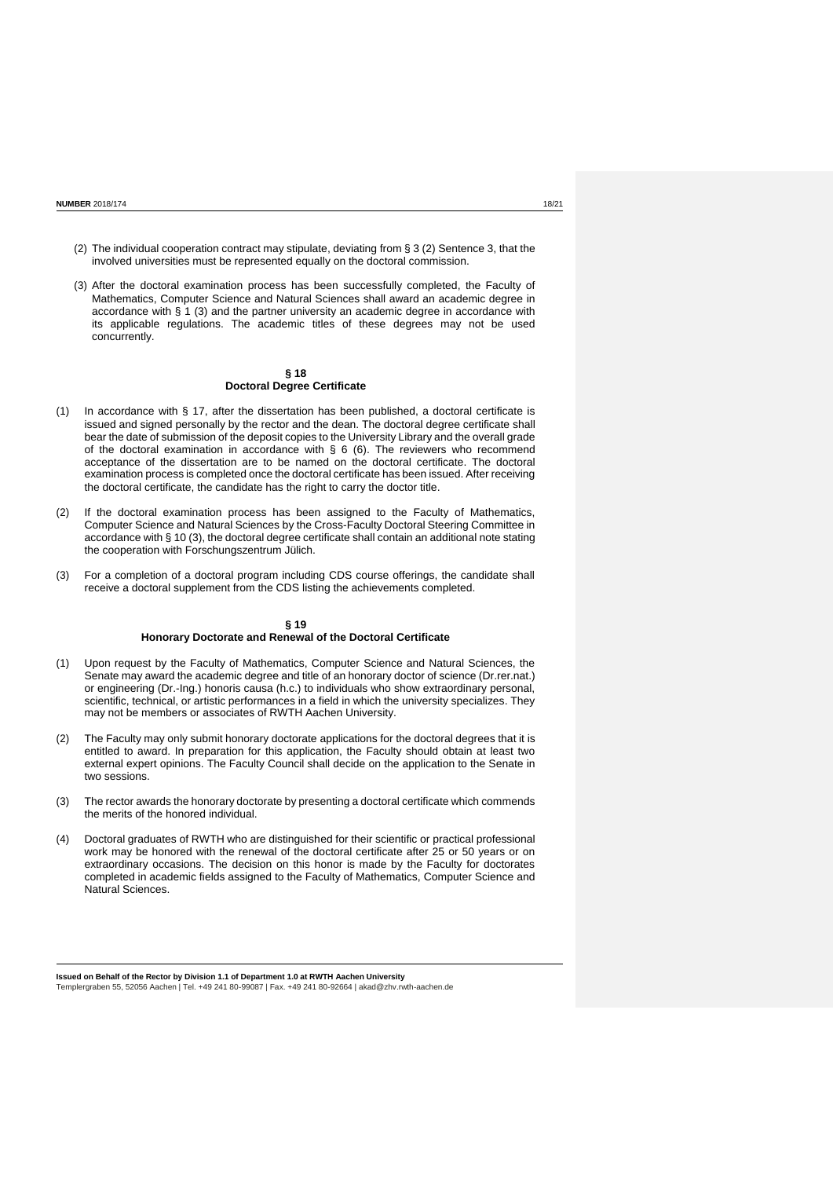(2) The individual cooperation contract may stipulate, deviating from § 3 (2) Sentence 3, that the involved universities must be represented equally on the doctoral commission.

(3) After the doctoral examination process has been successfully completed, the Faculty of Mathematics, Computer Science and Natural Sciences shall award an academic degree in accordance with § 1 (3) and the partner university an academic degree in accordance with its applicable regulations. The academic titles of these degrees may not be used concurrently.

## § 18
## Doctoral Degree Certificate

(1) In accordance with § 17, after the dissertation has been published, a doctoral certificate is issued and signed personally by the rector and the dean. The doctoral degree certificate shall bear the date of submission of the deposit copies to the University Library and the overall grade of the doctoral examination in accordance with § 6 (6). The reviewers who recommend acceptance of the dissertation are to be named on the doctoral certificate. The doctoral examination process is completed once the doctoral certificate has been issued. After receiving the doctoral certificate, the candidate has the right to carry the doctor title.

(2) If the doctoral examination process has been assigned to the Faculty of Mathematics, Computer Science and Natural Sciences by the Cross-Faculty Doctoral Steering Committee in accordance with § 10 (3), the doctoral degree certificate shall contain an additional note stating the cooperation with Forschungszentrum Jülich.

(3) For a completion of a doctoral program including CDS course offerings, the candidate shall receive a doctoral supplement from the CDS listing the achievements completed.

## § 19
## Honorary Doctorate and Renewal of the Doctoral Certificate

(1) Upon request by the Faculty of Mathematics, Computer Science and Natural Sciences, the Senate may award the academic degree and title of an honorary doctor of science (Dr.rer.nat.) or engineering (Dr.-Ing.) honoris causa (h.c.) to individuals who show extraordinary personal, scientific, technical, or artistic performances in a field in which the university specializes. They may not be members or associates of RWTH Aachen University.

(2) The Faculty may only submit honorary doctorate applications for the doctoral degrees that it is entitled to award. In preparation for this application, the Faculty should obtain at least two external expert opinions. The Faculty Council shall decide on the application to the Senate in two sessions.

(3) The rector awards the honorary doctorate by presenting a doctoral certificate which commends the merits of the honored individual.

(4) Doctoral graduates of RWTH who are distinguished for their scientific or practical professional work may be honored with the renewal of the doctoral certificate after 25 or 50 years or on extraordinary occasions. The decision on this honor is made by the Faculty for doctorates completed in academic fields assigned to the Faculty of Mathematics, Computer Science and Natural Sciences.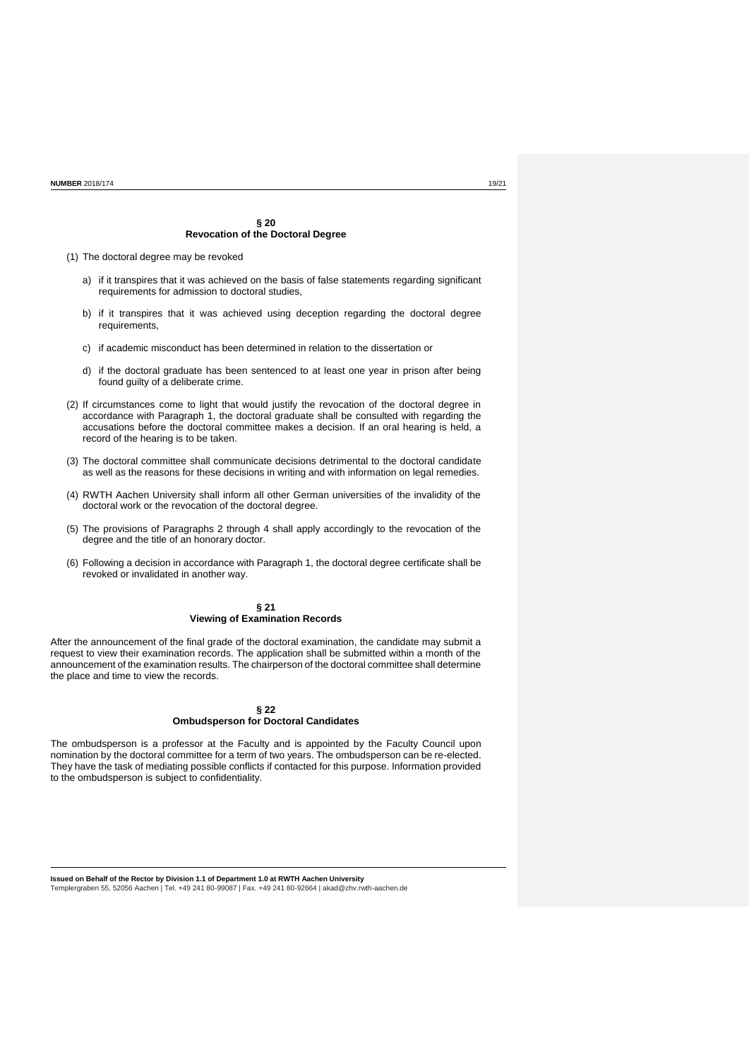## § 20
## Revocation of the Doctoral Degree

(1) The doctoral degree may be revoked

   a) if it transpires that it was achieved on the basis of false statements regarding significant requirements for admission to doctoral studies,

   b) if it transpires that it was achieved using deception regarding the doctoral degree requirements,

   c) if academic misconduct has been determined in relation to the dissertation or

   d) if the doctoral graduate has been sentenced to at least one year in prison after being found guilty of a deliberate crime.

(2) If circumstances come to light that would justify the revocation of the doctoral degree in accordance with Paragraph 1, the doctoral graduate shall be consulted with regarding the accusations before the doctoral committee makes a decision. If an oral hearing is held, a record of the hearing is to be taken.

(3) The doctoral committee shall communicate decisions detrimental to the doctoral candidate as well as the reasons for these decisions in writing and with information on legal remedies.

(4) RWTH Aachen University shall inform all other German universities of the invalidity of the doctoral work or the revocation of the doctoral degree.

(5) The provisions of Paragraphs 2 through 4 shall apply accordingly to the revocation of the degree and the title of an honorary doctor.

(6) Following a decision in accordance with Paragraph 1, the doctoral degree certificate shall be revoked or invalidated in another way.

## § 21
## Viewing of Examination Records

After the announcement of the final grade of the doctoral examination, the candidate may submit a request to view their examination records. The application shall be submitted within a month of the announcement of the examination results. The chairperson of the doctoral committee shall determine the place and time to view the records.

## § 22
## Ombudsperson for Doctoral Candidates

The ombudsperson is a professor at the Faculty and is appointed by the Faculty Council upon nomination by the doctoral committee for a term of two years. The ombudsperson can be re-elected. They have the task of mediating possible conflicts if contacted for this purpose. Information provided to the ombudsperson is subject to confidentiality.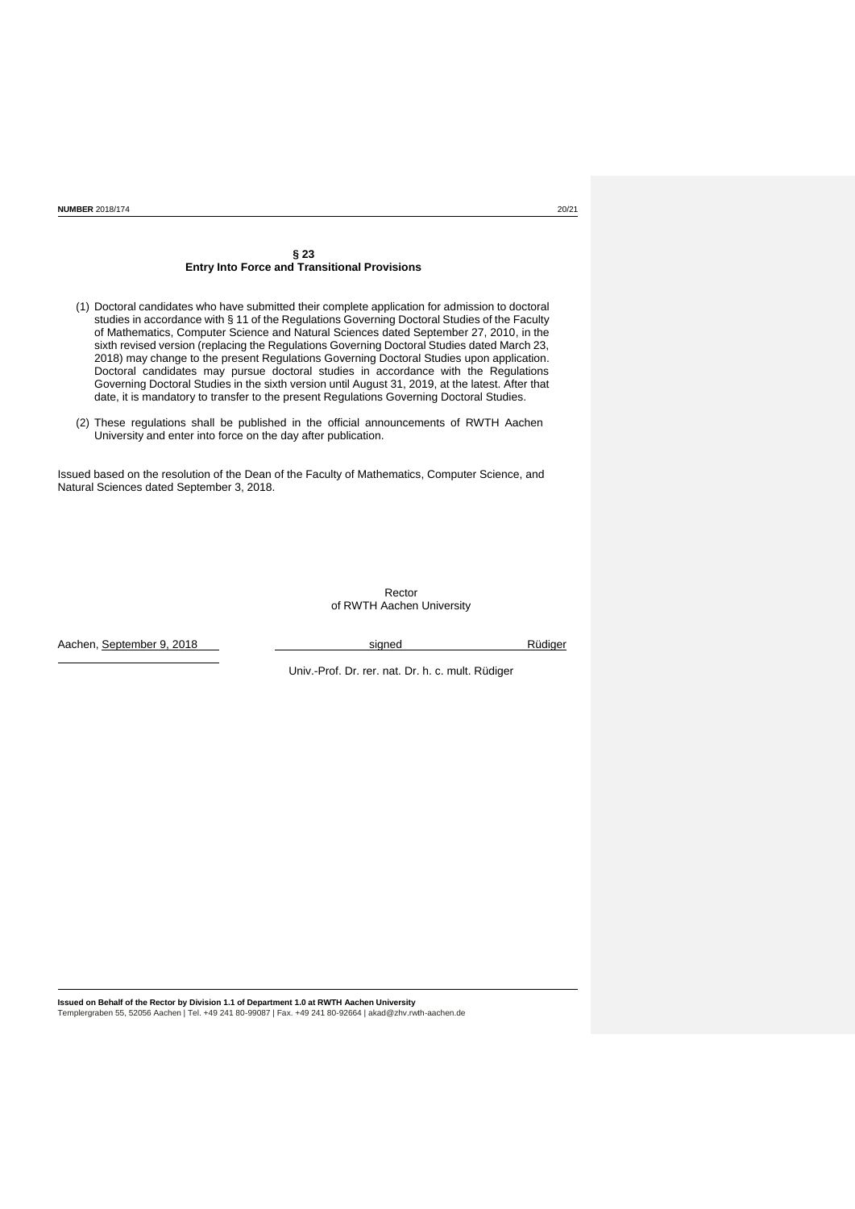## § 23
## Entry Into Force and Transitional Provisions

(1) Doctoral candidates who have submitted their complete application for admission to doctoral studies in accordance with § 11 of the Regulations Governing Doctoral Studies of the Faculty of Mathematics, Computer Science and Natural Sciences dated September 27, 2010, in the sixth revised version (replacing the Regulations Governing Doctoral Studies dated March 23, 2018) may change to the present Regulations Governing Doctoral Studies upon application. Doctoral candidates may pursue doctoral studies in accordance with the Regulations Governing Doctoral Studies in the sixth version until August 31, 2019, at the latest. After that date, it is mandatory to transfer to the present Regulations Governing Doctoral Studies.

(2) These regulations shall be published in the official announcements of RWTH Aachen University and enter into force on the day after publication.

Issued based on the resolution of the Dean of the Faculty of Mathematics, Computer Science, and Natural Sciences dated September 3, 2018.

Rector
of RWTH Aachen University

Aachen, September 9, 2018 signed Rüdiger

Univ.-Prof. Dr. rer. nat. Dr. h. c. mult. Rüdiger

**Issued on Behalf of the Rector by Division 1.1 of Department 1.0 at RWTH Aachen University**
Templergraben 55, 52056 Aachen | Tel. +49 241 80-99087 | Fax. +49 241 80-92664 | akad@zhv.rwth-aachen.de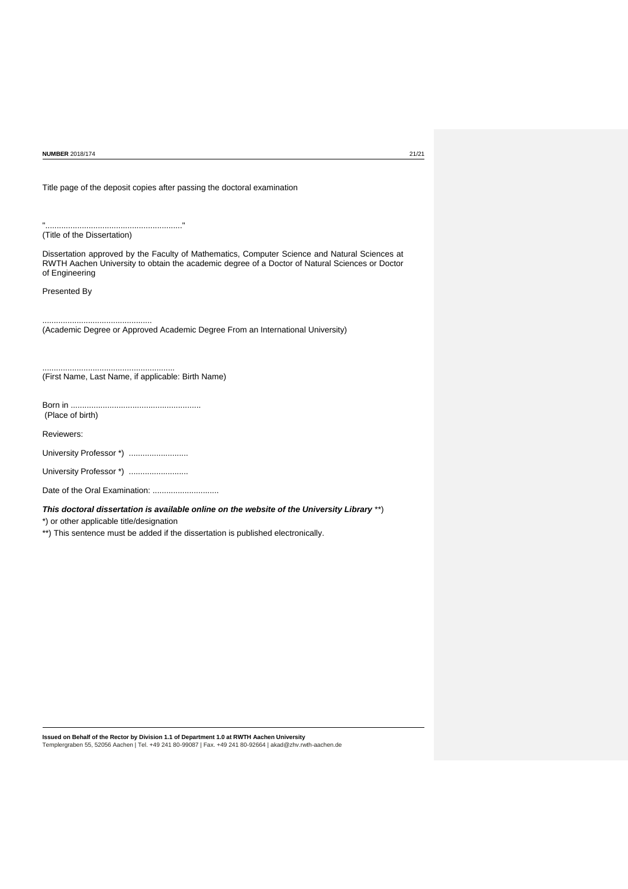Title page of the deposit copies after passing the doctoral examination

"............................................................"
(Title of the Dissertation)

Dissertation approved by the Faculty of Mathematics, Computer Science and Natural Sciences at RWTH Aachen University to obtain the academic degree of a Doctor of Natural Sciences or Doctor of Engineering

Presented By

................................................
(Academic Degree or Approved Academic Degree From an International University)

..........................................................
(First Name, Last Name, if applicable: Birth Name)

Born in .........................................................
(Place of birth)

Reviewers:

University Professor *) ..........................

University Professor *) ..........................

Date of the Oral Examination: .............................

***This doctoral dissertation is available online on the website of the University Library*** **)

*) or other applicable title/designation

**) This sentence must be added if the dissertation is published electronically.

**Issued on Behalf of the Rector by Division 1.1 of Department 1.0 at RWTH Aachen University**
Templergraben 55, 52056 Aachen | Tel. +49 241 80-99087 | Fax. +49 241 80-92664 | akad@zhv.rwth-aachen.de